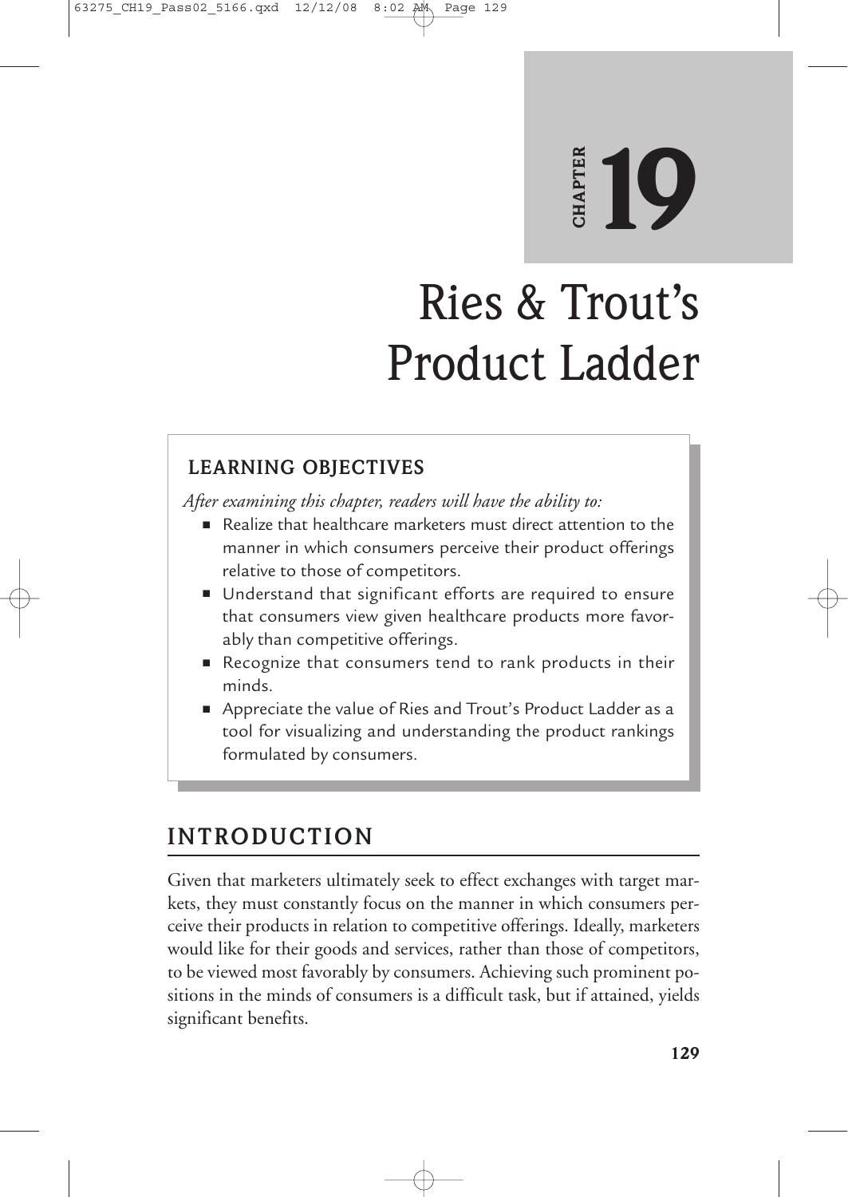# CHAPTER 19

# Ries & Trout's Product Ladder

## LEARNING OBJECTIVES

*After examining this chapter, readers will have the ability to:*

- Realize that healthcare marketers must direct attention to the manner in which consumers perceive their product offerings relative to those of competitors.
- Understand that significant efforts are required to ensure that consumers view given healthcare products more favorably than competitive offerings.
- Recognize that consumers tend to rank products in their minds.
- Appreciate the value of Ries and Trout's Product Ladder as a tool for visualizing and understanding the product rankings formulated by consumers.

## INTRODUCTION

Given that marketers ultimately seek to effect exchanges with target markets, they must constantly focus on the manner in which consumers perceive their products in relation to competitive offerings. Ideally, marketers would like for their goods and services, rather than those of competitors, to be viewed most favorably by consumers. Achieving such prominent positions in the minds of consumers is a difficult task, but if attained, yields significant benefits.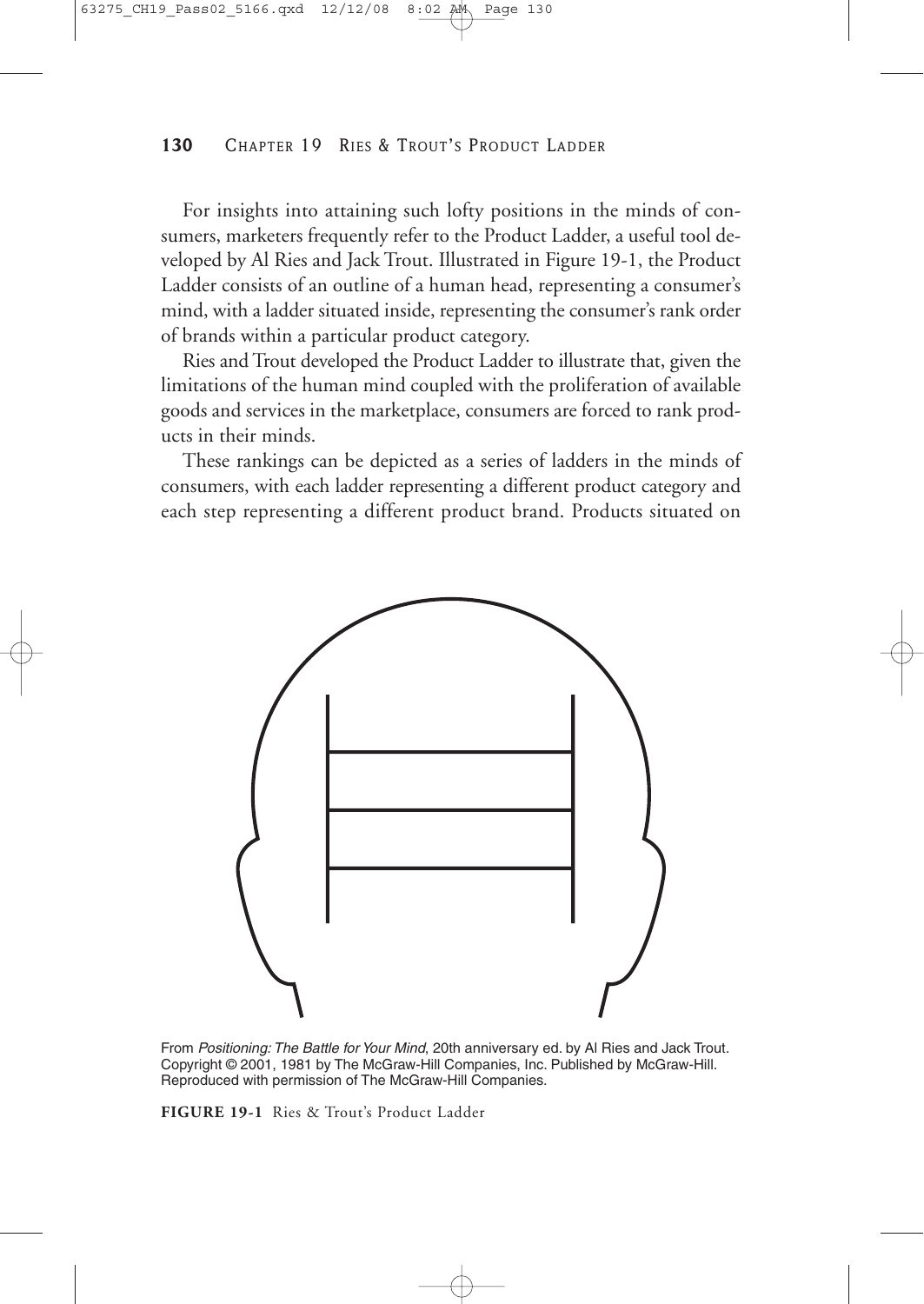For insights into attaining such lofty positions in the minds of consumers, marketers frequently refer to the Product Ladder, a useful tool developed by Al Ries and Jack Trout. Illustrated in Figure 19-1, the Product Ladder consists of an outline of a human head, representing a consumer's mind, with a ladder situated inside, representing the consumer's rank order of brands within a particular product category.

Ries and Trout developed the Product Ladder to illustrate that, given the limitations of the human mind coupled with the proliferation of available goods and services in the marketplace, consumers are forced to rank products in their minds.

These rankings can be depicted as a series of ladders in the minds of consumers, with each ladder representing a different product category and each step representing a different product brand. Products situated on

From *Positioning: The Battle for Your Mind*, 20th anniversary ed. by Al Ries and Jack Trout. Copyright © 2001, 1981 by The McGraw-Hill Companies, Inc. Published by McGraw-Hill. Reproduced with permission of The McGraw-Hill Companies.

**FIGURE 19-1** Ries & Trout's Product Ladder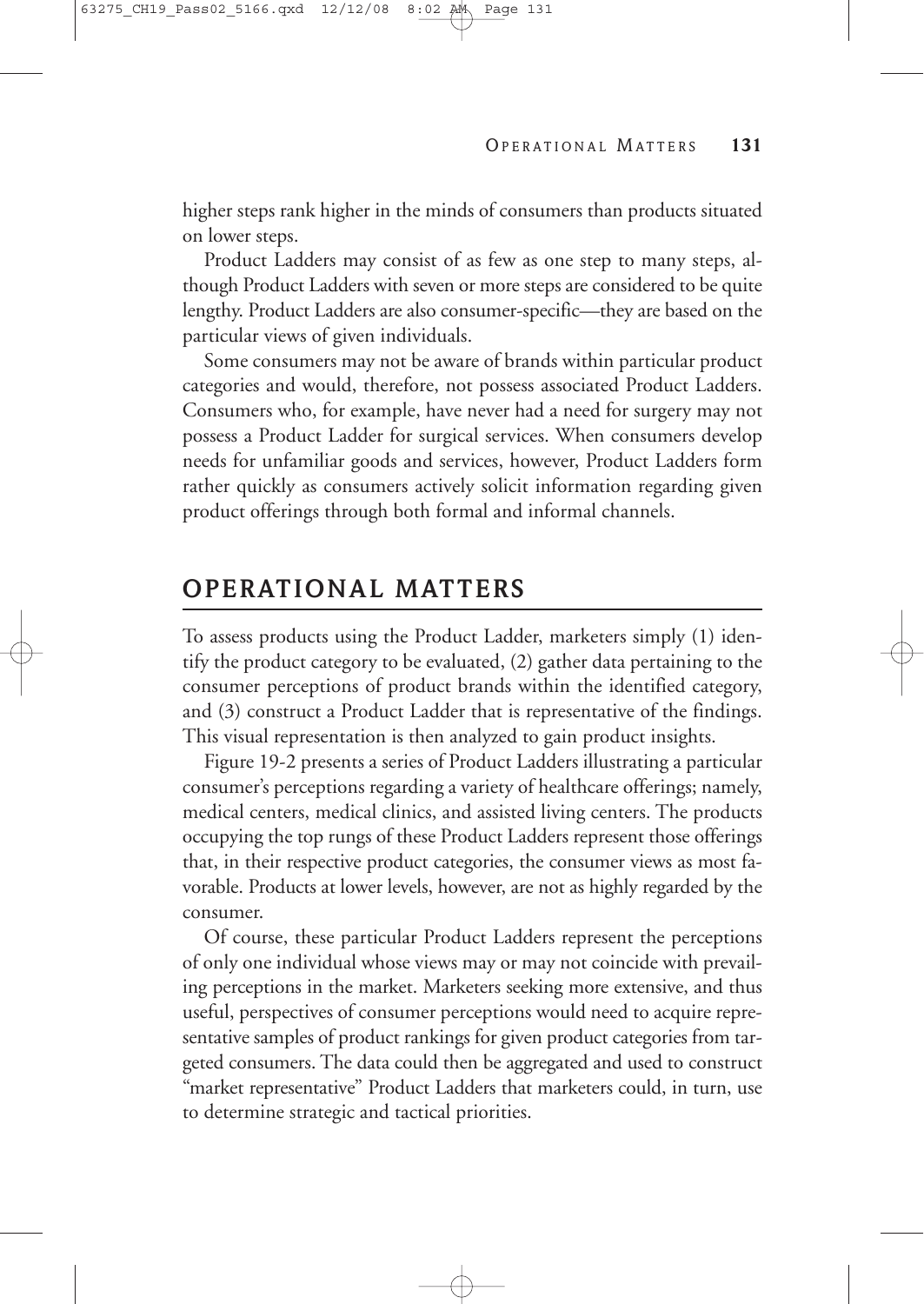higher steps rank higher in the minds of consumers than products situated on lower steps.

Product Ladders may consist of as few as one step to many steps, although Product Ladders with seven or more steps are considered to be quite lengthy. Product Ladders are also consumer-specific—they are based on the particular views of given individuals.

Some consumers may not be aware of brands within particular product categories and would, therefore, not possess associated Product Ladders. Consumers who, for example, have never had a need for surgery may not possess a Product Ladder for surgical services. When consumers develop needs for unfamiliar goods and services, however, Product Ladders form rather quickly as consumers actively solicit information regarding given product offerings through both formal and informal channels.

## OPERATIONAL MATTERS

To assess products using the Product Ladder, marketers simply (1) identify the product category to be evaluated, (2) gather data pertaining to the consumer perceptions of product brands within the identified category, and (3) construct a Product Ladder that is representative of the findings. This visual representation is then analyzed to gain product insights.

Figure 19-2 presents a series of Product Ladders illustrating a particular consumer's perceptions regarding a variety of healthcare offerings; namely, medical centers, medical clinics, and assisted living centers. The products occupying the top rungs of these Product Ladders represent those offerings that, in their respective product categories, the consumer views as most favorable. Products at lower levels, however, are not as highly regarded by the consumer.

Of course, these particular Product Ladders represent the perceptions of only one individual whose views may or may not coincide with prevailing perceptions in the market. Marketers seeking more extensive, and thus useful, perspectives of consumer perceptions would need to acquire representative samples of product rankings for given product categories from targeted consumers. The data could then be aggregated and used to construct "market representative" Product Ladders that marketers could, in turn, use to determine strategic and tactical priorities.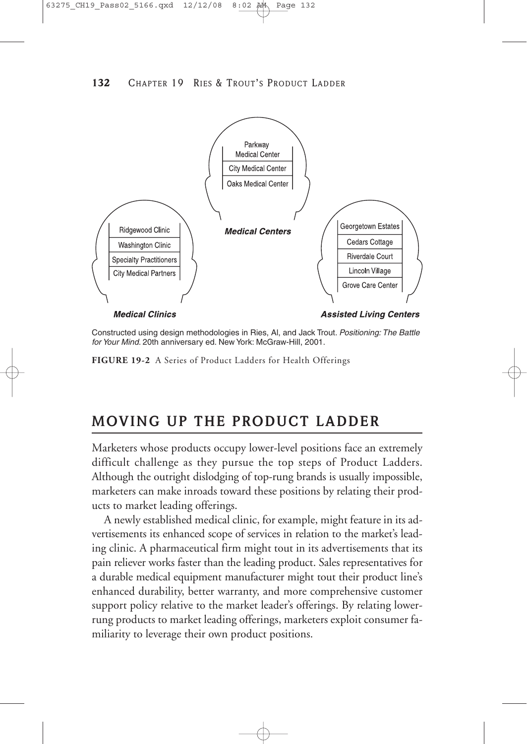Parkway Medical Center
City Medical Center
Oaks Medical Center

**_Medical Centers_**

Ridgewood Clinic
Washington Clinic
Specialty Practitioners
City Medical Partners

**_Medical Clinics_**

Georgetown Estates
Cedars Cottage
Riverdale Court
Lincoln Village
Grove Care Center

**_Assisted Living Centers_**

Constructed using design methodologies in Ries, Al, and Jack Trout. *Positioning: The Battle for Your Mind.* 20th anniversary ed. New York: McGraw-Hill, 2001.

**FIGURE 19-2** A Series of Product Ladders for Health Offerings

## MOVING UP THE PRODUCT LADDER

Marketers whose products occupy lower-level positions face an extremely difficult challenge as they pursue the top steps of Product Ladders. Although the outright dislodging of top-rung brands is usually impossible, marketers can make inroads toward these positions by relating their products to market leading offerings.

A newly established medical clinic, for example, might feature in its advertisements its enhanced scope of services in relation to the market's leading clinic. A pharmaceutical firm might tout in its advertisements that its pain reliever works faster than the leading product. Sales representatives for a durable medical equipment manufacturer might tout their product line's enhanced durability, better warranty, and more comprehensive customer support policy relative to the market leader's offerings. By relating lower-rung products to market leading offerings, marketers exploit consumer familiarity to leverage their own product positions.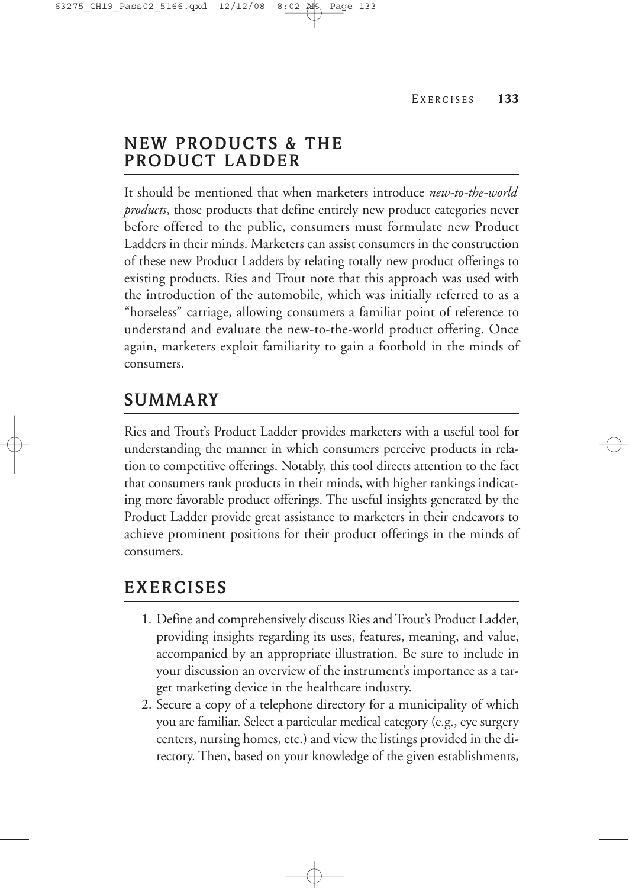## NEW PRODUCTS & THE PRODUCT LADDER

It should be mentioned that when marketers introduce *new-to-the-world products*, those products that define entirely new product categories never before offered to the public, consumers must formulate new Product Ladders in their minds. Marketers can assist consumers in the construction of these new Product Ladders by relating totally new product offerings to existing products. Ries and Trout note that this approach was used with the introduction of the automobile, which was initially referred to as a "horseless" carriage, allowing consumers a familiar point of reference to understand and evaluate the new-to-the-world product offering. Once again, marketers exploit familiarity to gain a foothold in the minds of consumers.

## SUMMARY

Ries and Trout's Product Ladder provides marketers with a useful tool for understanding the manner in which consumers perceive products in relation to competitive offerings. Notably, this tool directs attention to the fact that consumers rank products in their minds, with higher rankings indicating more favorable product offerings. The useful insights generated by the Product Ladder provide great assistance to marketers in their endeavors to achieve prominent positions for their product offerings in the minds of consumers.

## EXERCISES

1. Define and comprehensively discuss Ries and Trout's Product Ladder, providing insights regarding its uses, features, meaning, and value, accompanied by an appropriate illustration. Be sure to include in your discussion an overview of the instrument's importance as a target marketing device in the healthcare industry.
2. Secure a copy of a telephone directory for a municipality of which you are familiar. Select a particular medical category (e.g., eye surgery centers, nursing homes, etc.) and view the listings provided in the directory. Then, based on your knowledge of the given establishments,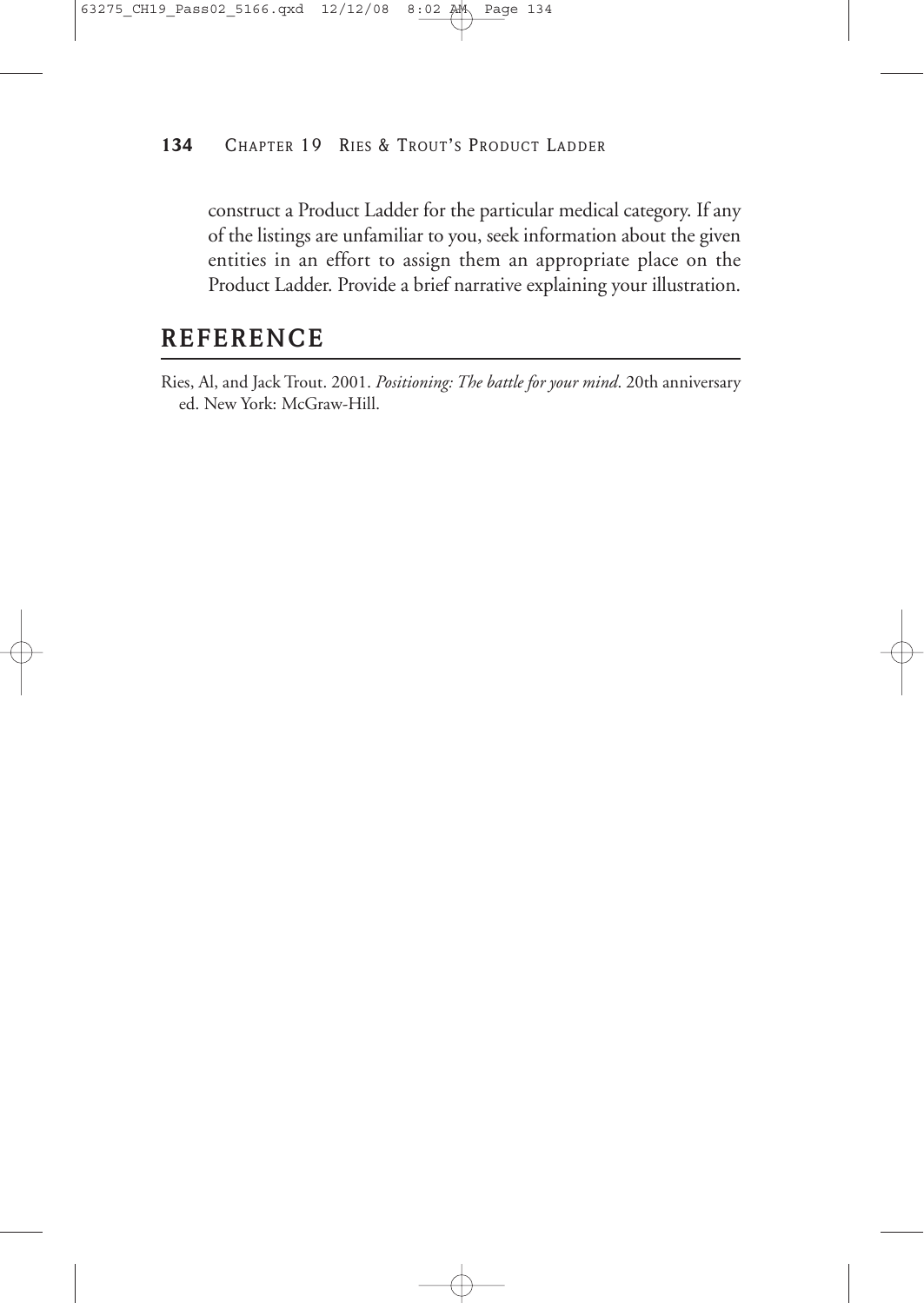construct a Product Ladder for the particular medical category. If any of the listings are unfamiliar to you, seek information about the given entities in an effort to assign them an appropriate place on the Product Ladder. Provide a brief narrative explaining your illustration.

## REFERENCE

Ries, Al, and Jack Trout. 2001. *Positioning: The battle for your mind*. 20th anniversary ed. New York: McGraw-Hill.